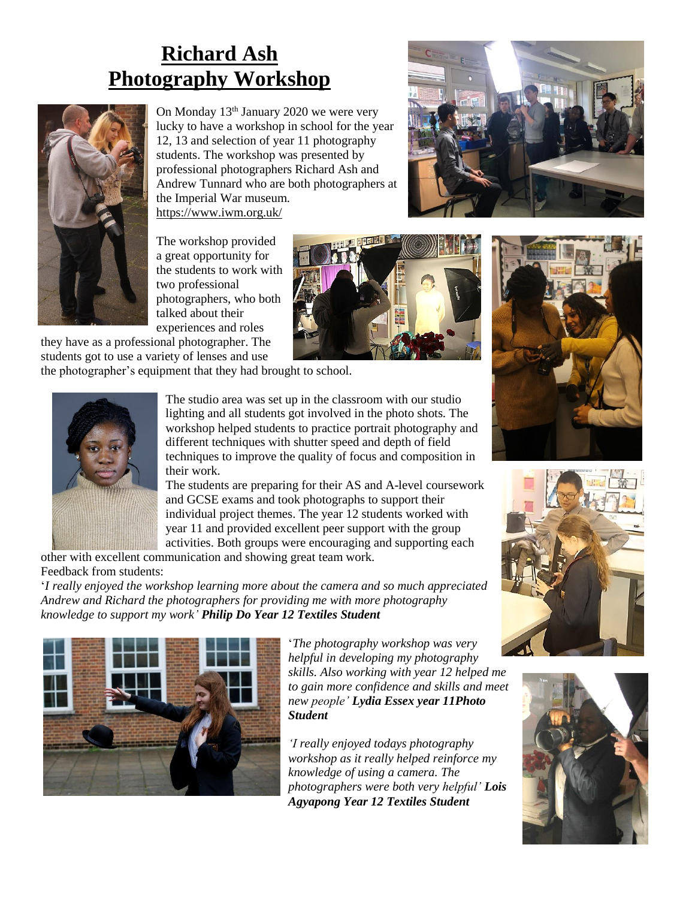# Richard Ash Photography Workshop

On Monday 13th January 2020 we were very lucky to have a workshop in school for the year 12, 13 and selection of year 11 photography students. The workshop was presented by professional photographers Richard Ash and Andrew Tunnard who are both photographers at the Imperial War museum. https://www.iwm.org.uk/

The workshop provided a great opportunity for the students to work with two professional photographers, who both talked about their experiences and roles they have as a professional photographer. The students got to use a variety of lenses and use the photographer's equipment that they had brought to school.

The studio area was set up in the classroom with our studio lighting and all students got involved in the photo shots. The workshop helped students to practice portrait photography and different techniques with shutter speed and depth of field techniques to improve the quality of focus and composition in their work.

The students are preparing for their AS and A-level coursework and GCSE exams and took photographs to support their individual project themes. The year 12 students worked with year 11 and provided excellent peer support with the group activities. Both groups were encouraging and supporting each other with excellent communication and showing great team work.

Feedback from students:

'*I really enjoyed the workshop learning more about the camera and so much appreciated Andrew and Richard the photographers for providing me with more photography knowledge to support my work'* ***Philip Do Year 12 Textiles Student***

'*The photography workshop was very helpful in developing my photography skills. Also working with year 12 helped me to gain more confidence and skills and meet new people'* ***Lydia Essex year 11Photo Student***

*'I really enjoyed todays photography workshop as it really helped reinforce my knowledge of using a camera. The photographers were both very helpful'* ***Lois Agyapong Year 12 Textiles Student***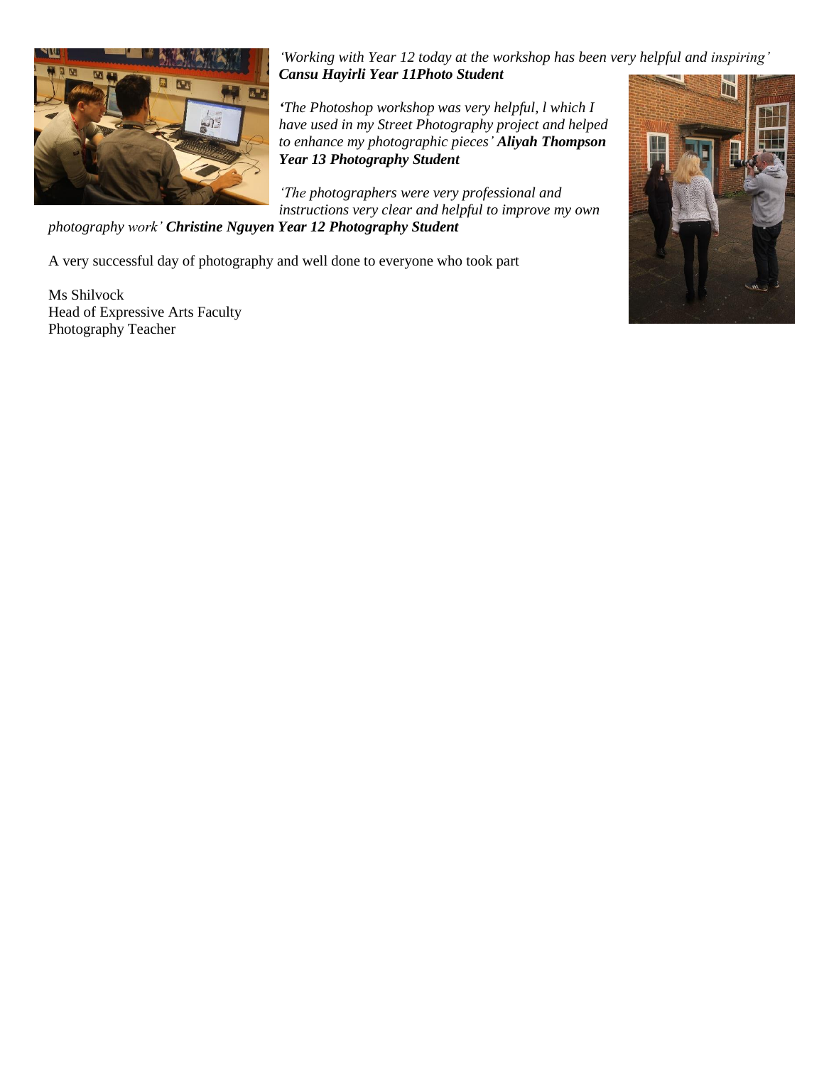*'Working with Year 12 today at the workshop has been very helpful and inspiring'* ***Cansu Hayirli Year 11Photo Student***

*'The Photoshop workshop was very helpful, l which I have used in my Street Photography project and helped to enhance my photographic pieces'* ***Aliyah Thompson Year 13 Photography Student***

*'The photographers were very professional and instructions very clear and helpful to improve my own photography work'* ***Christine Nguyen Year 12 Photography Student***

A very successful day of photography and well done to everyone who took part

Ms Shilvock
Head of Expressive Arts Faculty
Photography Teacher